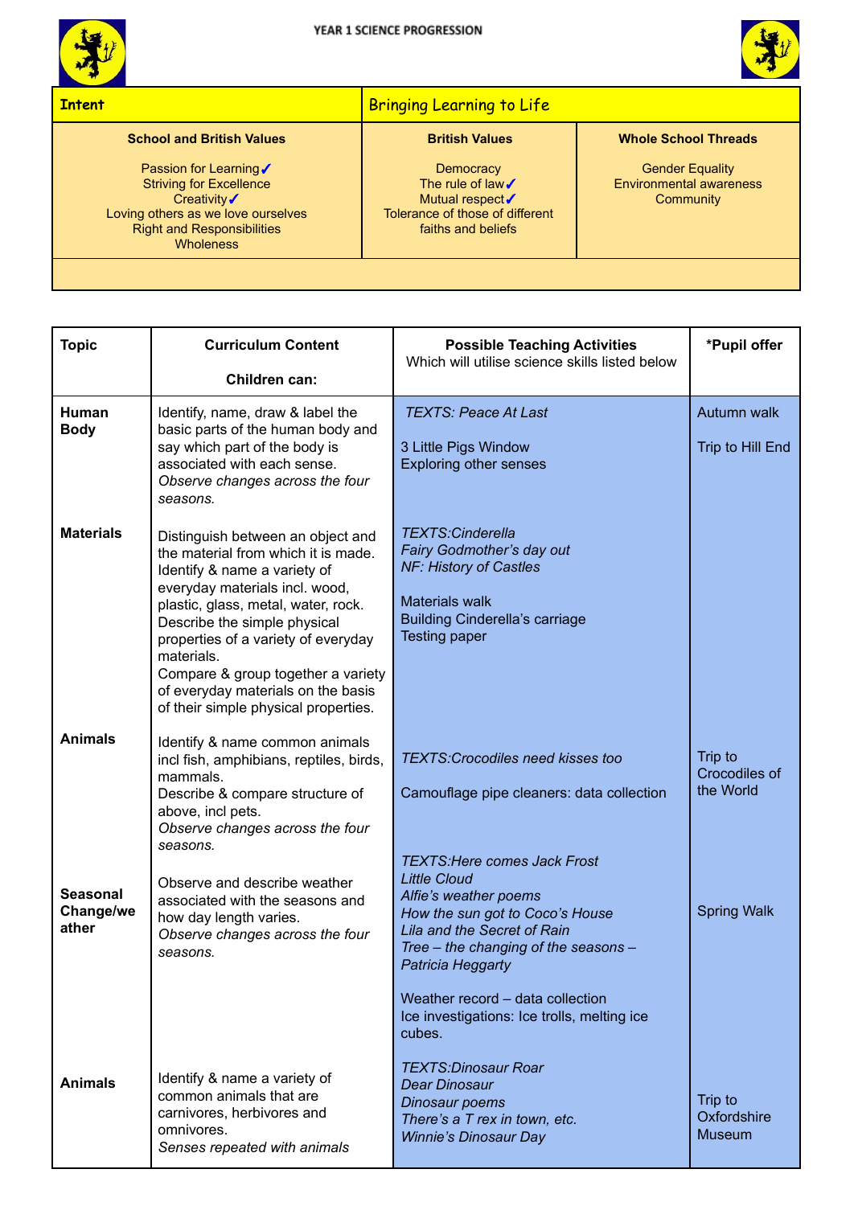# YEAR 1 SCIENCE PROGRESSION

| Intent | Bringing Learning to Life | |
|---|---|---|
| **School and British Values**<br><br>Passion for Learning✓<br>Striving for Excellence<br>Creativity✓<br>Loving others as we love ourselves<br>Right and Responsibilities<br>Wholeness | **British Values**<br><br>Democracy<br>The rule of law✓<br>Mutual respect✓<br>Tolerance of those of different faiths and beliefs | **Whole School Threads**<br><br>Gender Equality<br>Environmental awareness<br>Community |
| | | |

| Topic | Curriculum Content<br><br>Children can: | Possible Teaching Activities<br>Which will utilise science skills listed below | *Pupil offer |
|---|---|---|---|
| **Human Body** | Identify, name, draw & label the basic parts of the human body and say which part of the body is associated with each sense.<br>*Observe changes across the four seasons.* | *TEXTS: Peace At Last*<br><br>3 Little Pigs Window<br>Exploring other senses | Autumn walk<br><br>Trip to Hill End |
| **Materials** | Distinguish between an object and the material from which it is made.<br>Identify & name a variety of everyday materials incl. wood, plastic, glass, metal, water, rock.<br>Describe the simple physical properties of a variety of everyday materials.<br>Compare & group together a variety of everyday materials on the basis of their simple physical properties. | *TEXTS:Cinderella*<br>*Fairy Godmother's day out*<br>*NF: History of Castles*<br><br>Materials walk<br>Building Cinderella's carriage<br>Testing paper | |
| **Animals** | Identify & name common animals incl fish, amphibians, reptiles, birds, mammals.<br>Describe & compare structure of above, incl pets.<br>*Observe changes across the four seasons.* | *TEXTS:Crocodiles need kisses too*<br><br>Camouflage pipe cleaners: data collection | Trip to Crocodiles of the World |
| **Seasonal Change/weather** | Observe and describe weather associated with the seasons and how day length varies.<br>*Observe changes across the four seasons.* | *TEXTS:Here comes Jack Frost*<br>*Little Cloud*<br>*Alfie's weather poems*<br>*How the sun got to Coco's House*<br>*Lila and the Secret of Rain*<br>*Tree – the changing of the seasons – Patricia Heggarty*<br><br>Weather record – data collection<br>Ice investigations: Ice trolls, melting ice cubes. | Spring Walk |
| **Animals** | Identify & name a variety of common animals that are carnivores, herbivores and omnivores.<br>*Senses repeated with animals* | *TEXTS:Dinosaur Roar*<br>*Dear Dinosaur*<br>*Dinosaur poems*<br>*There's a T rex in town, etc.*<br>*Winnie's Dinosaur Day* | Trip to Oxfordshire Museum |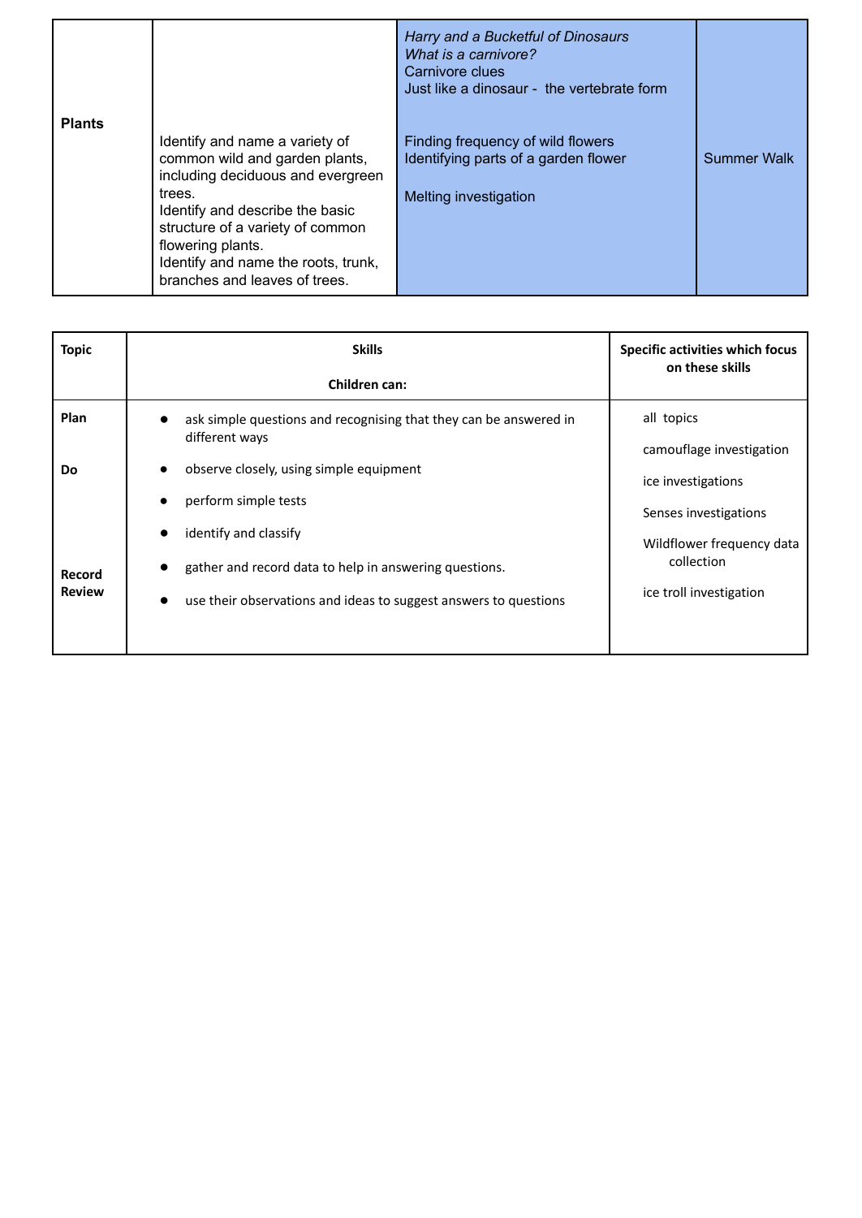| | | | |
|---|---|---|---|
| **Plants** | Identify and name a variety of common wild and garden plants, including deciduous and evergreen trees.<br>Identify and describe the basic structure of a variety of common flowering plants.<br>Identify and name the roots, trunk, branches and leaves of trees. | *Harry and a Bucketful of Dinosaurs*<br>*What is a carnivore?*<br>Carnivore clues<br>Just like a dinosaur - the vertebrate form<br><br>Finding frequency of wild flowers<br>Identifying parts of a garden flower<br><br>Melting investigation | Summer Walk |

| **Topic** | **Skills**<br><br>**Children can:** | **Specific activities which focus on these skills** |
|---|---|---|
| **Plan**<br><br>**Do**<br><br>**Record**<br>**Review** | • ask simple questions and recognising that they can be answered in different ways<br>• observe closely, using simple equipment<br>• perform simple tests<br>• identify and classify<br>• gather and record data to help in answering questions.<br>• use their observations and ideas to suggest answers to questions | all topics<br><br>camouflage investigation<br><br>ice investigations<br><br>Senses investigations<br><br>Wildflower frequency data collection<br><br>ice troll investigation |